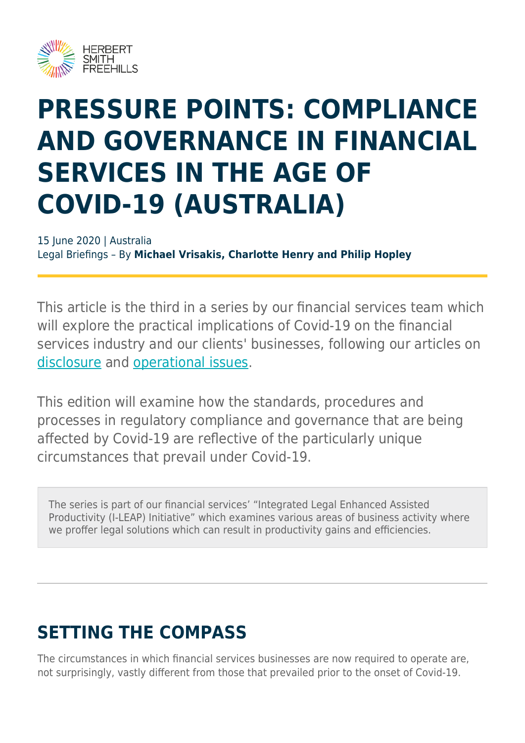# PRESSURE POINTS: COMPLIANCE AND GOVERNANCE IN FINANCIAL SERVICES IN THE AGE OF COVID-19 (AUSTRALIA)

15 June 2020 | Australia
Legal Briefings – By **Michael Vrisakis, Charlotte Henry and Philip Hopley**

This article is the third in a series by our financial services team which will explore the practical implications of Covid-19 on the financial services industry and our clients' businesses, following our articles on disclosure and operational issues.

This edition will examine how the standards, procedures and processes in regulatory compliance and governance that are being affected by Covid-19 are reflective of the particularly unique circumstances that prevail under Covid-19.

> The series is part of our financial services' "Integrated Legal Enhanced Assisted Productivity (I-LEAP) Initiative" which examines various areas of business activity where we proffer legal solutions which can result in productivity gains and efficiencies.

---

## SETTING THE COMPASS

The circumstances in which financial services businesses are now required to operate are, not surprisingly, vastly different from those that prevailed prior to the onset of Covid-19.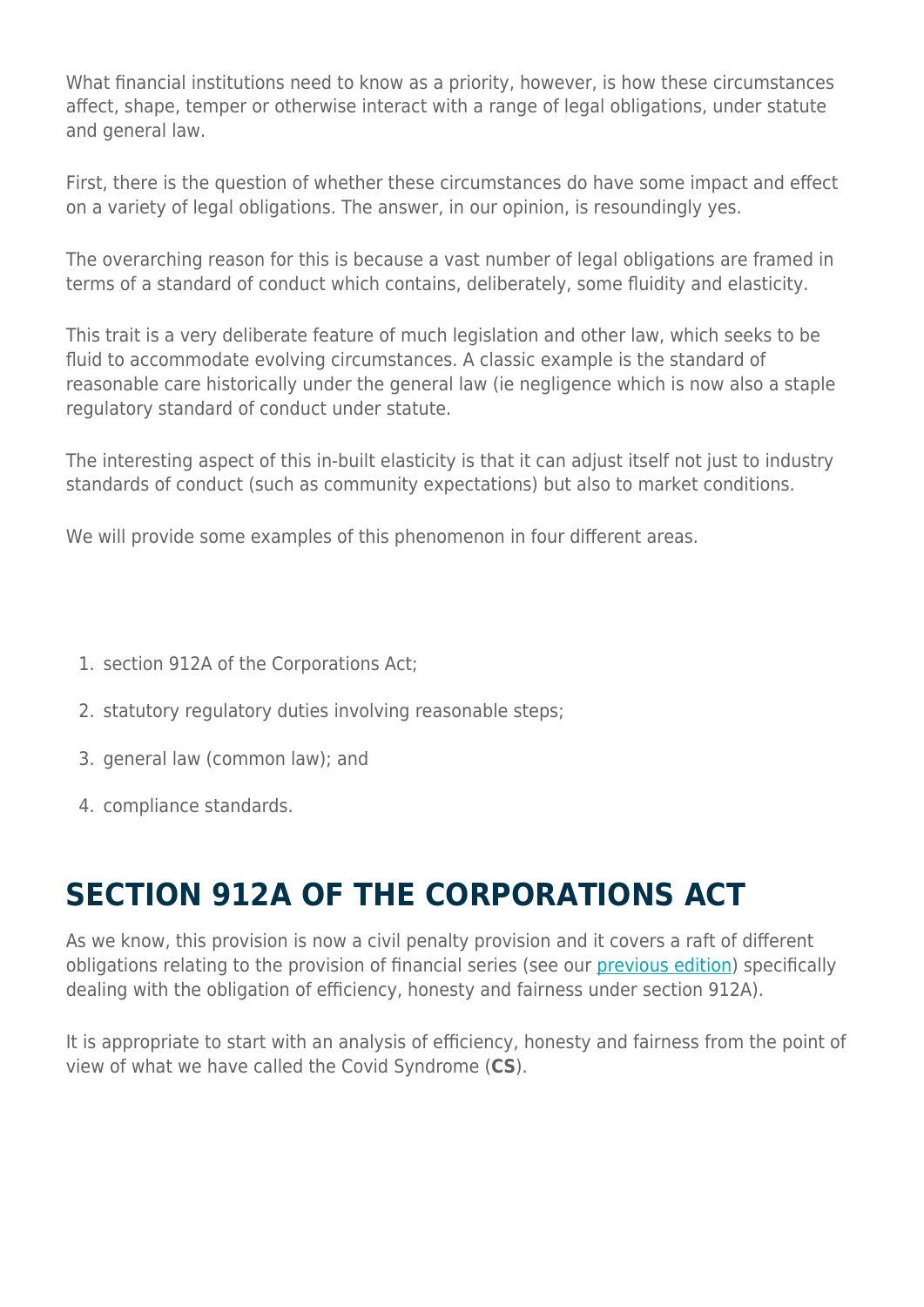What financial institutions need to know as a priority, however, is how these circumstances affect, shape, temper or otherwise interact with a range of legal obligations, under statute and general law.

First, there is the question of whether these circumstances do have some impact and effect on a variety of legal obligations. The answer, in our opinion, is resoundingly yes.

The overarching reason for this is because a vast number of legal obligations are framed in terms of a standard of conduct which contains, deliberately, some fluidity and elasticity.

This trait is a very deliberate feature of much legislation and other law, which seeks to be fluid to accommodate evolving circumstances. A classic example is the standard of reasonable care historically under the general law (ie negligence which is now also a staple regulatory standard of conduct under statute.

The interesting aspect of this in-built elasticity is that it can adjust itself not just to industry standards of conduct (such as community expectations) but also to market conditions.

We will provide some examples of this phenomenon in four different areas.

1. section 912A of the Corporations Act;
2. statutory regulatory duties involving reasonable steps;
3. general law (common law); and
4. compliance standards.

## SECTION 912A OF THE CORPORATIONS ACT

As we know, this provision is now a civil penalty provision and it covers a raft of different obligations relating to the provision of financial series (see our [previous edition](#)) specifically dealing with the obligation of efficiency, honesty and fairness under section 912A).

It is appropriate to start with an analysis of efficiency, honesty and fairness from the point of view of what we have called the Covid Syndrome (**CS**).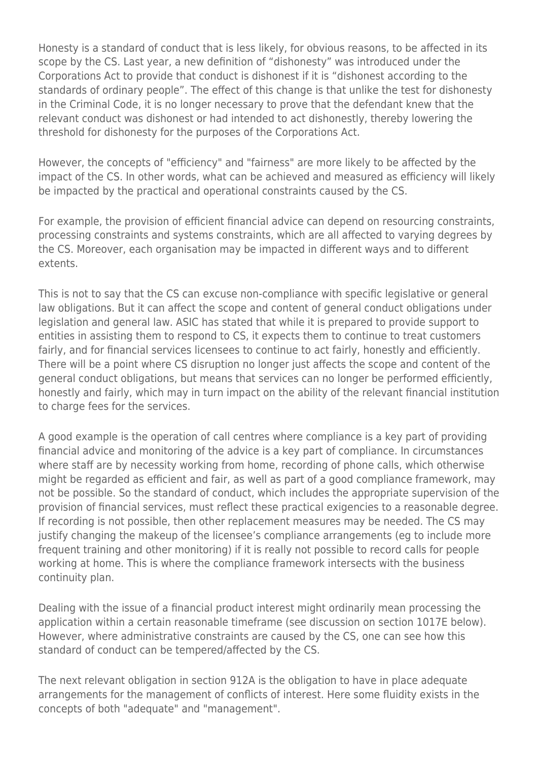Honesty is a standard of conduct that is less likely, for obvious reasons, to be affected in its scope by the CS. Last year, a new definition of "dishonesty" was introduced under the Corporations Act to provide that conduct is dishonest if it is "dishonest according to the standards of ordinary people". The effect of this change is that unlike the test for dishonesty in the Criminal Code, it is no longer necessary to prove that the defendant knew that the relevant conduct was dishonest or had intended to act dishonestly, thereby lowering the threshold for dishonesty for the purposes of the Corporations Act.

However, the concepts of "efficiency" and "fairness" are more likely to be affected by the impact of the CS. In other words, what can be achieved and measured as efficiency will likely be impacted by the practical and operational constraints caused by the CS.

For example, the provision of efficient financial advice can depend on resourcing constraints, processing constraints and systems constraints, which are all affected to varying degrees by the CS. Moreover, each organisation may be impacted in different ways and to different extents.

This is not to say that the CS can excuse non-compliance with specific legislative or general law obligations. But it can affect the scope and content of general conduct obligations under legislation and general law. ASIC has stated that while it is prepared to provide support to entities in assisting them to respond to CS, it expects them to continue to treat customers fairly, and for financial services licensees to continue to act fairly, honestly and efficiently. There will be a point where CS disruption no longer just affects the scope and content of the general conduct obligations, but means that services can no longer be performed efficiently, honestly and fairly, which may in turn impact on the ability of the relevant financial institution to charge fees for the services.

A good example is the operation of call centres where compliance is a key part of providing financial advice and monitoring of the advice is a key part of compliance. In circumstances where staff are by necessity working from home, recording of phone calls, which otherwise might be regarded as efficient and fair, as well as part of a good compliance framework, may not be possible. So the standard of conduct, which includes the appropriate supervision of the provision of financial services, must reflect these practical exigencies to a reasonable degree. If recording is not possible, then other replacement measures may be needed. The CS may justify changing the makeup of the licensee's compliance arrangements (eg to include more frequent training and other monitoring) if it is really not possible to record calls for people working at home. This is where the compliance framework intersects with the business continuity plan.

Dealing with the issue of a financial product interest might ordinarily mean processing the application within a certain reasonable timeframe (see discussion on section 1017E below). However, where administrative constraints are caused by the CS, one can see how this standard of conduct can be tempered/affected by the CS.

The next relevant obligation in section 912A is the obligation to have in place adequate arrangements for the management of conflicts of interest. Here some fluidity exists in the concepts of both "adequate" and "management".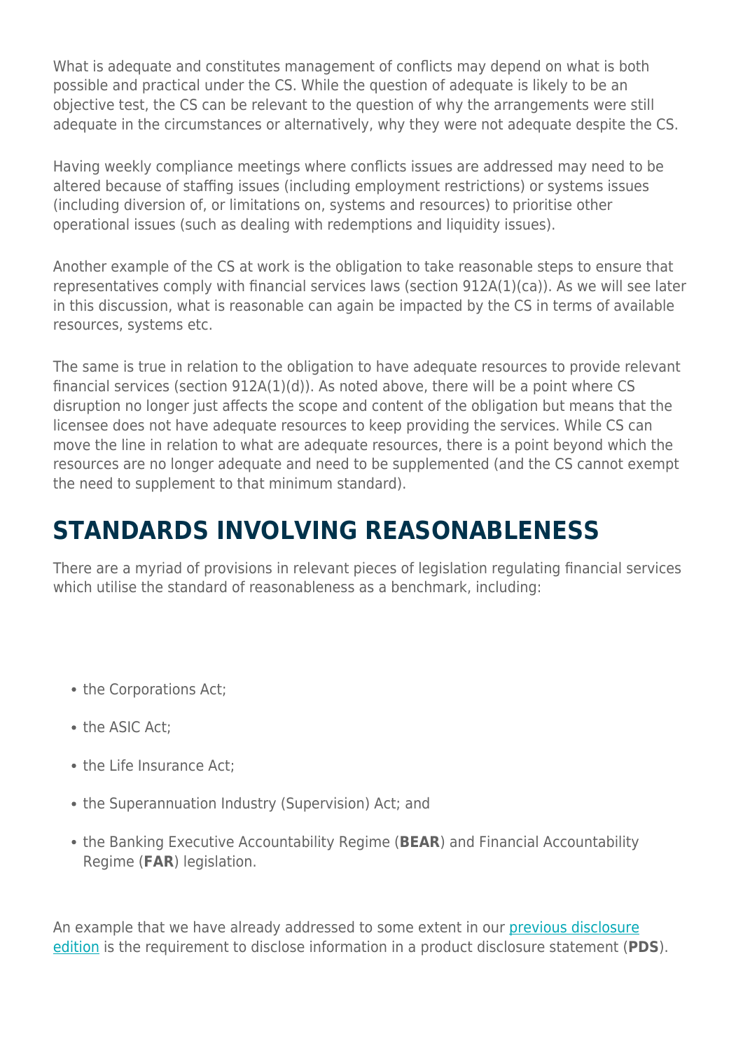What is adequate and constitutes management of conflicts may depend on what is both possible and practical under the CS. While the question of adequate is likely to be an objective test, the CS can be relevant to the question of why the arrangements were still adequate in the circumstances or alternatively, why they were not adequate despite the CS.

Having weekly compliance meetings where conflicts issues are addressed may need to be altered because of staffing issues (including employment restrictions) or systems issues (including diversion of, or limitations on, systems and resources) to prioritise other operational issues (such as dealing with redemptions and liquidity issues).

Another example of the CS at work is the obligation to take reasonable steps to ensure that representatives comply with financial services laws (section 912A(1)(ca)). As we will see later in this discussion, what is reasonable can again be impacted by the CS in terms of available resources, systems etc.

The same is true in relation to the obligation to have adequate resources to provide relevant financial services (section 912A(1)(d)). As noted above, there will be a point where CS disruption no longer just affects the scope and content of the obligation but means that the licensee does not have adequate resources to keep providing the services. While CS can move the line in relation to what are adequate resources, there is a point beyond which the resources are no longer adequate and need to be supplemented (and the CS cannot exempt the need to supplement to that minimum standard).

## STANDARDS INVOLVING REASONABLENESS

There are a myriad of provisions in relevant pieces of legislation regulating financial services which utilise the standard of reasonableness as a benchmark, including:

- the Corporations Act;
- the ASIC Act;
- the Life Insurance Act;
- the Superannuation Industry (Supervision) Act; and
- the Banking Executive Accountability Regime (**BEAR**) and Financial Accountability Regime (**FAR**) legislation.

An example that we have already addressed to some extent in our previous disclosure edition is the requirement to disclose information in a product disclosure statement (**PDS**).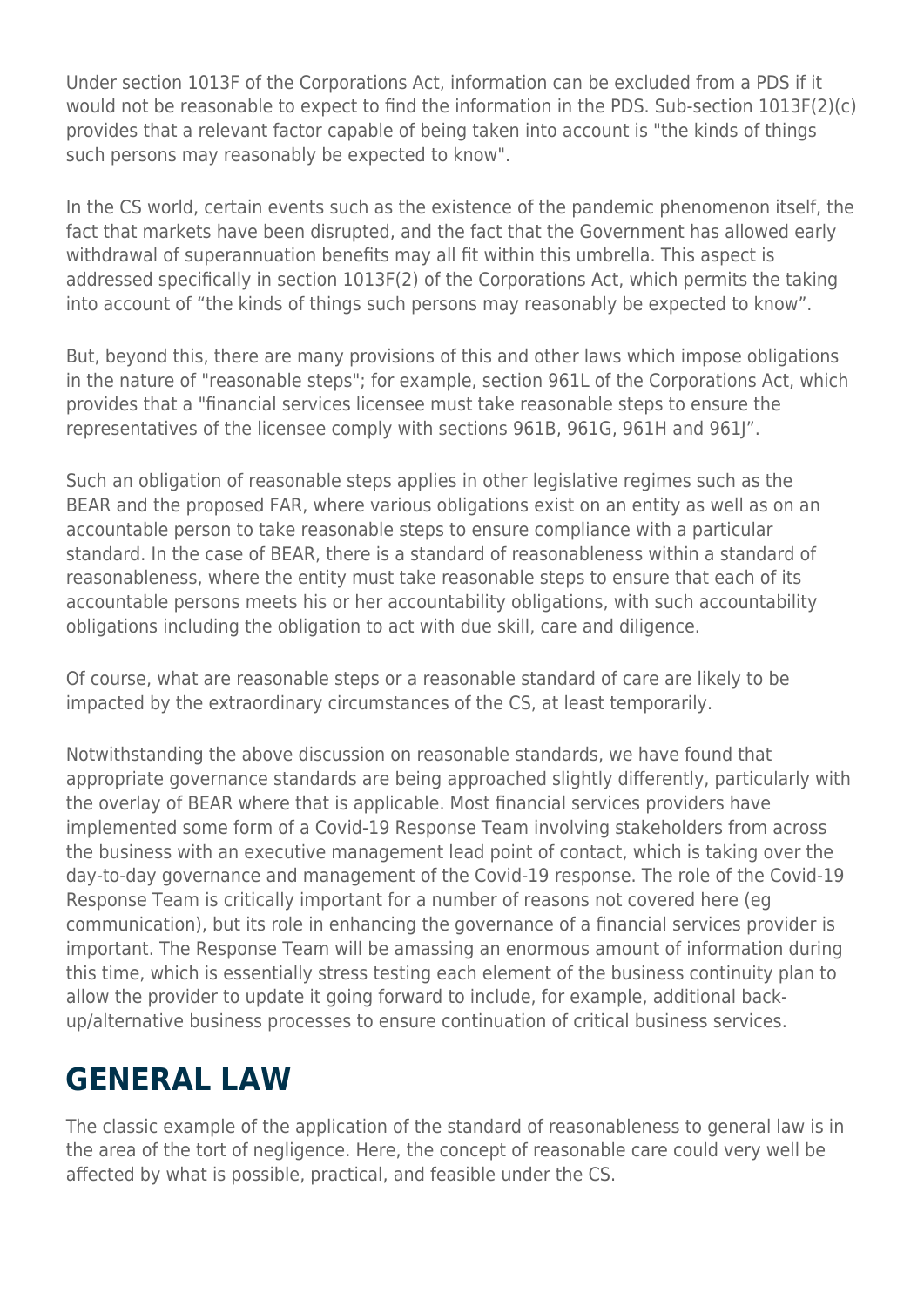Under section 1013F of the Corporations Act, information can be excluded from a PDS if it would not be reasonable to expect to find the information in the PDS. Sub-section 1013F(2)(c) provides that a relevant factor capable of being taken into account is "the kinds of things such persons may reasonably be expected to know".

In the CS world, certain events such as the existence of the pandemic phenomenon itself, the fact that markets have been disrupted, and the fact that the Government has allowed early withdrawal of superannuation benefits may all fit within this umbrella. This aspect is addressed specifically in section 1013F(2) of the Corporations Act, which permits the taking into account of "the kinds of things such persons may reasonably be expected to know".

But, beyond this, there are many provisions of this and other laws which impose obligations in the nature of "reasonable steps"; for example, section 961L of the Corporations Act, which provides that a "financial services licensee must take reasonable steps to ensure the representatives of the licensee comply with sections 961B, 961G, 961H and 961J".

Such an obligation of reasonable steps applies in other legislative regimes such as the BEAR and the proposed FAR, where various obligations exist on an entity as well as on an accountable person to take reasonable steps to ensure compliance with a particular standard. In the case of BEAR, there is a standard of reasonableness within a standard of reasonableness, where the entity must take reasonable steps to ensure that each of its accountable persons meets his or her accountability obligations, with such accountability obligations including the obligation to act with due skill, care and diligence.

Of course, what are reasonable steps or a reasonable standard of care are likely to be impacted by the extraordinary circumstances of the CS, at least temporarily.

Notwithstanding the above discussion on reasonable standards, we have found that appropriate governance standards are being approached slightly differently, particularly with the overlay of BEAR where that is applicable. Most financial services providers have implemented some form of a Covid-19 Response Team involving stakeholders from across the business with an executive management lead point of contact, which is taking over the day-to-day governance and management of the Covid-19 response. The role of the Covid-19 Response Team is critically important for a number of reasons not covered here (eg communication), but its role in enhancing the governance of a financial services provider is important. The Response Team will be amassing an enormous amount of information during this time, which is essentially stress testing each element of the business continuity plan to allow the provider to update it going forward to include, for example, additional back-up/alternative business processes to ensure continuation of critical business services.

## GENERAL LAW

The classic example of the application of the standard of reasonableness to general law is in the area of the tort of negligence. Here, the concept of reasonable care could very well be affected by what is possible, practical, and feasible under the CS.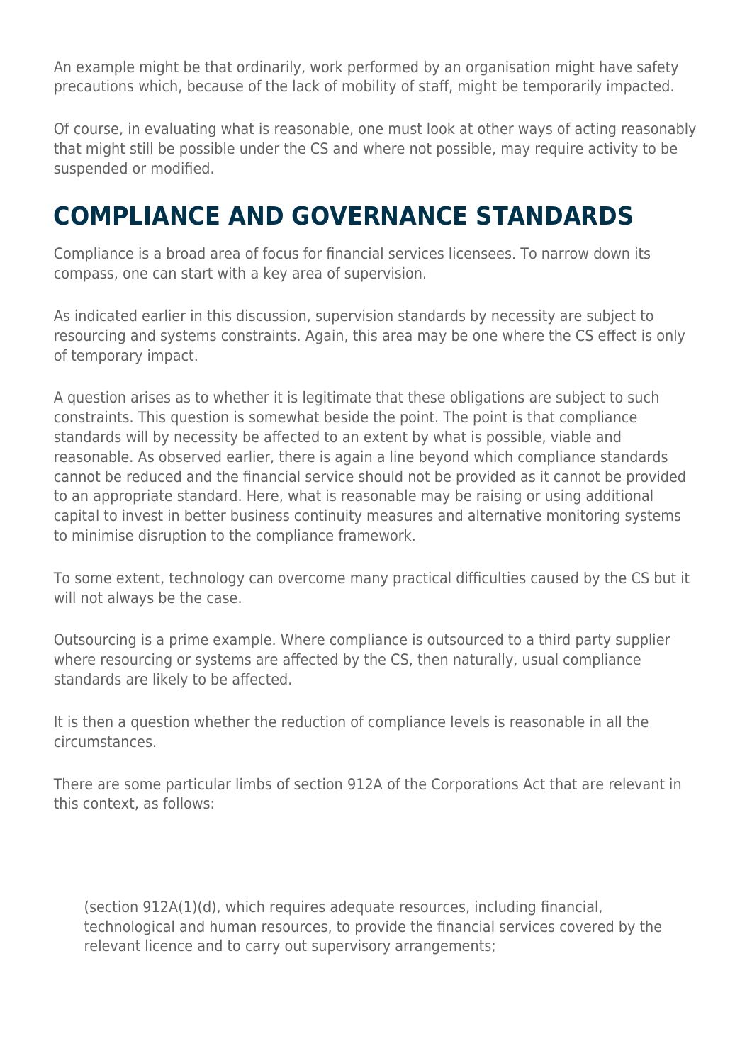An example might be that ordinarily, work performed by an organisation might have safety precautions which, because of the lack of mobility of staff, might be temporarily impacted.

Of course, in evaluating what is reasonable, one must look at other ways of acting reasonably that might still be possible under the CS and where not possible, may require activity to be suspended or modified.

## COMPLIANCE AND GOVERNANCE STANDARDS

Compliance is a broad area of focus for financial services licensees. To narrow down its compass, one can start with a key area of supervision.

As indicated earlier in this discussion, supervision standards by necessity are subject to resourcing and systems constraints. Again, this area may be one where the CS effect is only of temporary impact.

A question arises as to whether it is legitimate that these obligations are subject to such constraints. This question is somewhat beside the point. The point is that compliance standards will by necessity be affected to an extent by what is possible, viable and reasonable. As observed earlier, there is again a line beyond which compliance standards cannot be reduced and the financial service should not be provided as it cannot be provided to an appropriate standard. Here, what is reasonable may be raising or using additional capital to invest in better business continuity measures and alternative monitoring systems to minimise disruption to the compliance framework.

To some extent, technology can overcome many practical difficulties caused by the CS but it will not always be the case.

Outsourcing is a prime example. Where compliance is outsourced to a third party supplier where resourcing or systems are affected by the CS, then naturally, usual compliance standards are likely to be affected.

It is then a question whether the reduction of compliance levels is reasonable in all the circumstances.

There are some particular limbs of section 912A of the Corporations Act that are relevant in this context, as follows:

> (section 912A(1)(d), which requires adequate resources, including financial, technological and human resources, to provide the financial services covered by the relevant licence and to carry out supervisory arrangements;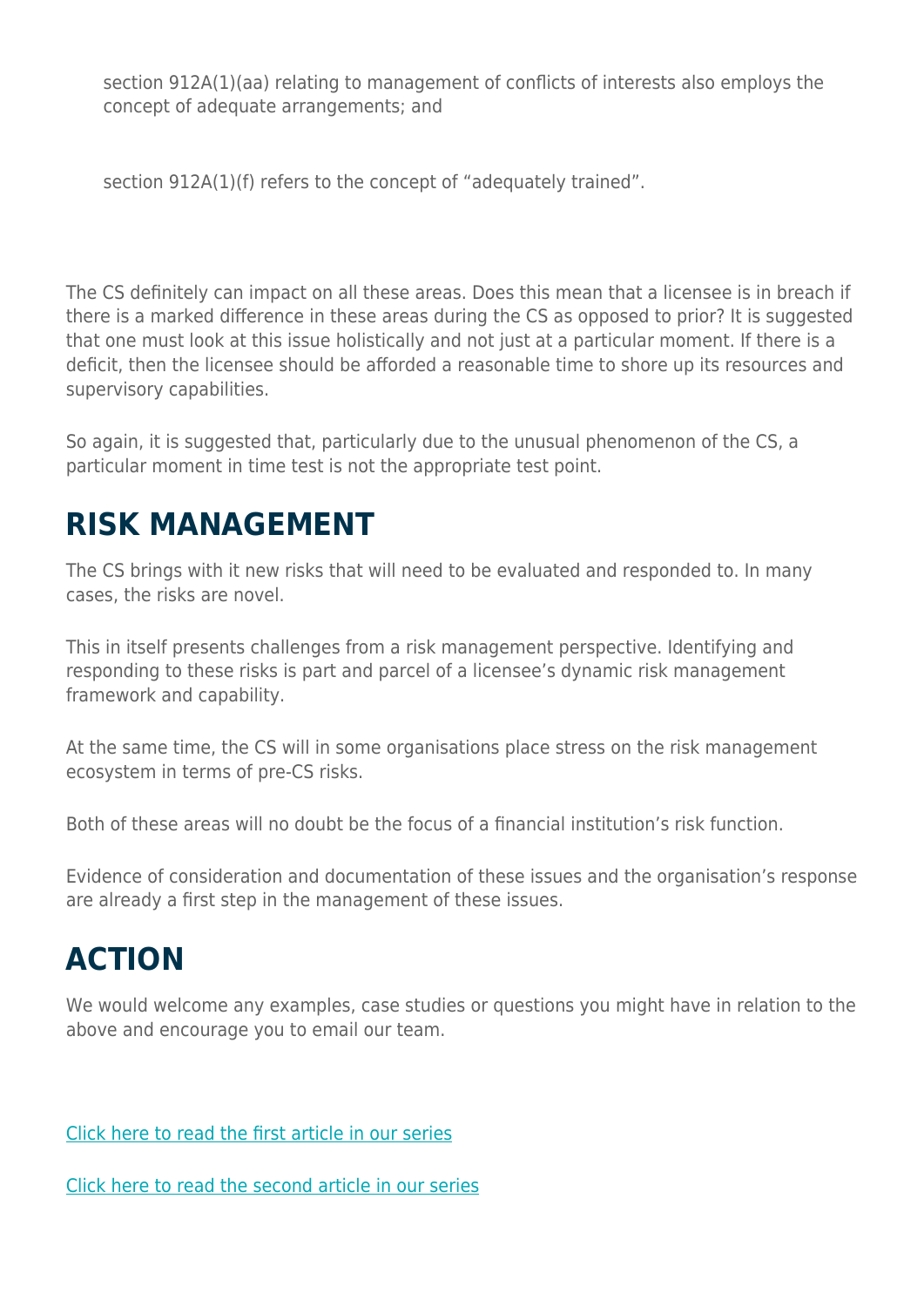section 912A(1)(aa) relating to management of conflicts of interests also employs the concept of adequate arrangements; and

section 912A(1)(f) refers to the concept of "adequately trained".

The CS definitely can impact on all these areas. Does this mean that a licensee is in breach if there is a marked difference in these areas during the CS as opposed to prior? It is suggested that one must look at this issue holistically and not just at a particular moment. If there is a deficit, then the licensee should be afforded a reasonable time to shore up its resources and supervisory capabilities.

So again, it is suggested that, particularly due to the unusual phenomenon of the CS, a particular moment in time test is not the appropriate test point.

## RISK MANAGEMENT

The CS brings with it new risks that will need to be evaluated and responded to. In many cases, the risks are novel.

This in itself presents challenges from a risk management perspective. Identifying and responding to these risks is part and parcel of a licensee's dynamic risk management framework and capability.

At the same time, the CS will in some organisations place stress on the risk management ecosystem in terms of pre-CS risks.

Both of these areas will no doubt be the focus of a financial institution's risk function.

Evidence of consideration and documentation of these issues and the organisation's response are already a first step in the management of these issues.

## ACTION

We would welcome any examples, case studies or questions you might have in relation to the above and encourage you to email our team.

Click here to read the first article in our series

Click here to read the second article in our series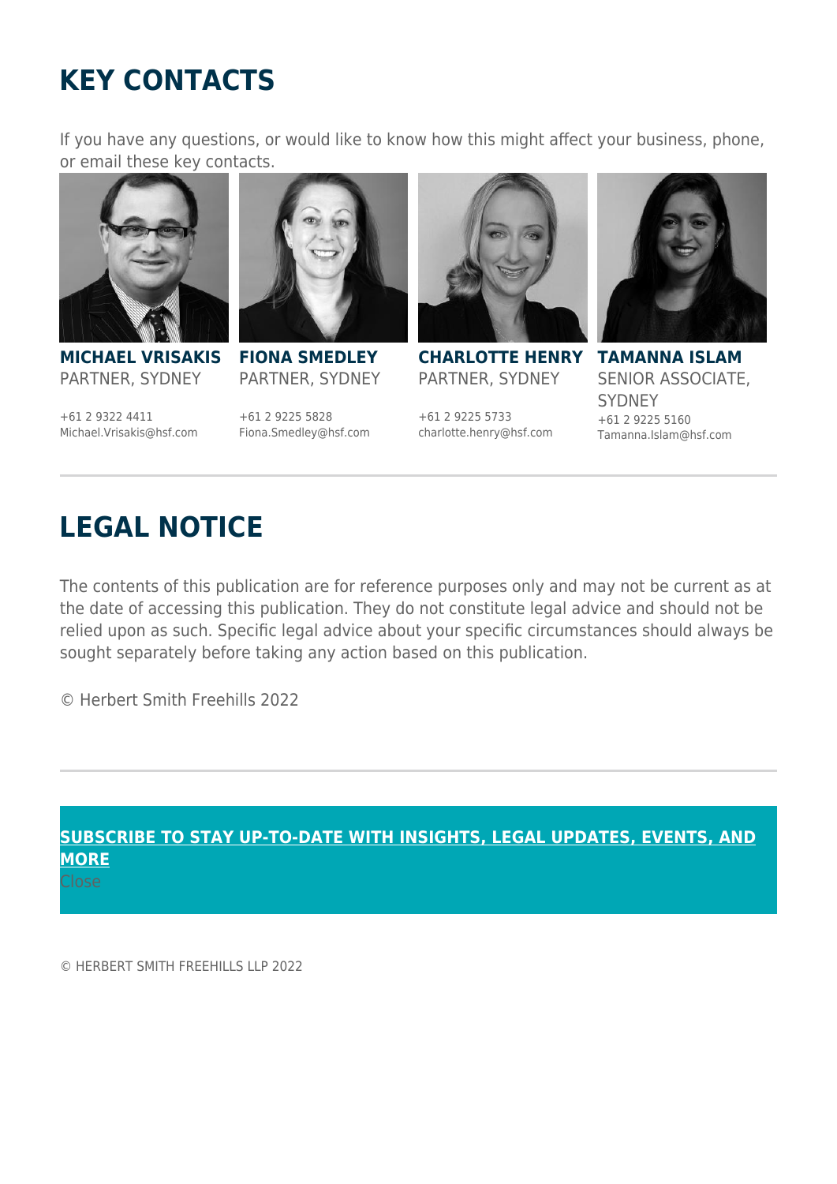## KEY CONTACTS

If you have any questions, or would like to know how this might affect your business, phone, or email these key contacts.

**MICHAEL VRISAKIS**
PARTNER, SYDNEY

+61 2 9322 4411
Michael.Vrisakis@hsf.com

**FIONA SMEDLEY**
PARTNER, SYDNEY

+61 2 9225 5828
Fiona.Smedley@hsf.com

**CHARLOTTE HENRY**
PARTNER, SYDNEY

+61 2 9225 5733
charlotte.henry@hsf.com

**TAMANNA ISLAM**
SENIOR ASSOCIATE, SYDNEY

+61 2 9225 5160
Tamanna.Islam@hsf.com

## LEGAL NOTICE

The contents of this publication are for reference purposes only and may not be current as at the date of accessing this publication. They do not constitute legal advice and should not be relied upon as such. Specific legal advice about your specific circumstances should always be sought separately before taking any action based on this publication.

© Herbert Smith Freehills 2022

**SUBSCRIBE TO STAY UP-TO-DATE WITH INSIGHTS, LEGAL UPDATES, EVENTS, AND MORE**

Close

© HERBERT SMITH FREEHILLS LLP 2022